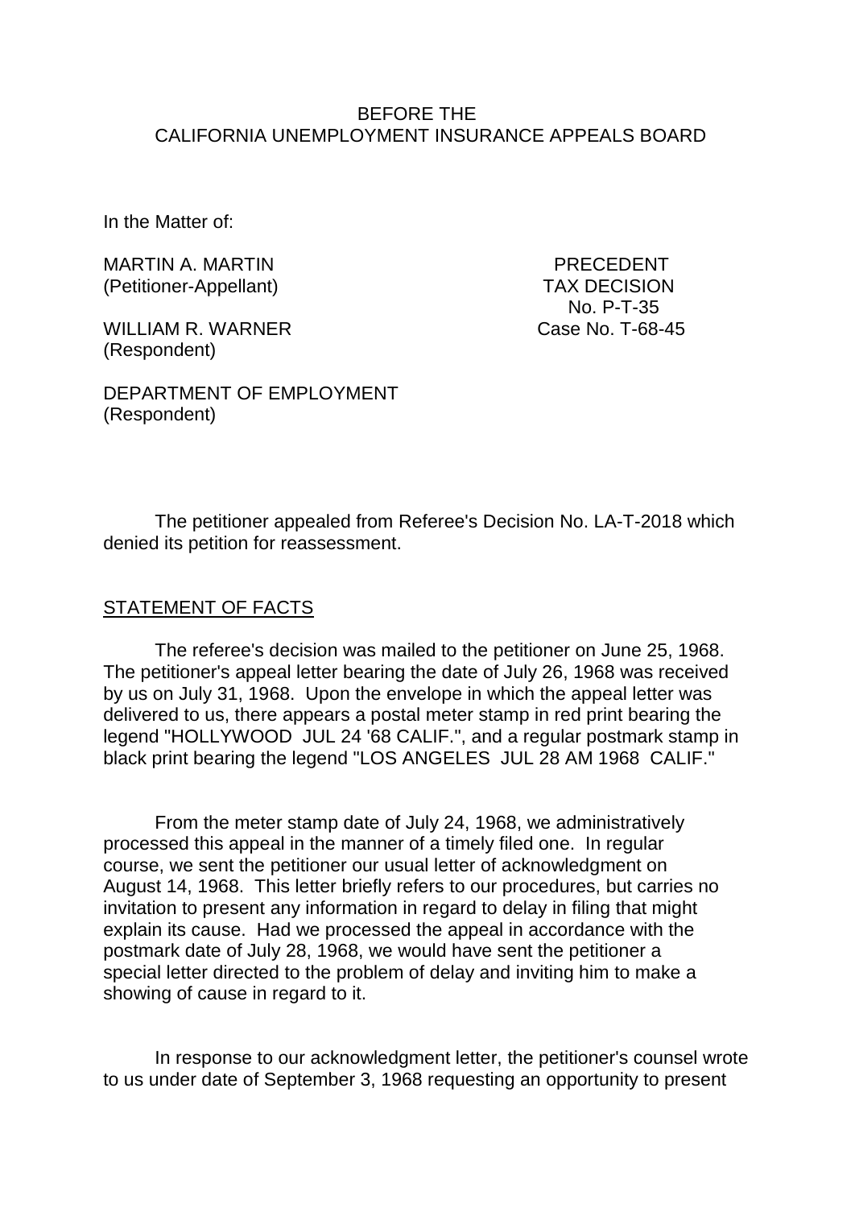BEFORE THE
CALIFORNIA UNEMPLOYMENT INSURANCE APPEALS BOARD

In the Matter of:

MARTIN A. MARTIN
(Petitioner-Appellant)

PRECEDENT
TAX DECISION
No. P-T-35
Case No. T-68-45

WILLIAM R. WARNER
(Respondent)

DEPARTMENT OF EMPLOYMENT
(Respondent)

The petitioner appealed from Referee's Decision No. LA-T-2018 which denied its petition for reassessment.

## STATEMENT OF FACTS

The referee's decision was mailed to the petitioner on June 25, 1968. The petitioner's appeal letter bearing the date of July 26, 1968 was received by us on July 31, 1968. Upon the envelope in which the appeal letter was delivered to us, there appears a postal meter stamp in red print bearing the legend "HOLLYWOOD JUL 24 '68 CALIF.", and a regular postmark stamp in black print bearing the legend "LOS ANGELES JUL 28 AM 1968 CALIF."

From the meter stamp date of July 24, 1968, we administratively processed this appeal in the manner of a timely filed one. In regular course, we sent the petitioner our usual letter of acknowledgment on August 14, 1968. This letter briefly refers to our procedures, but carries no invitation to present any information in regard to delay in filing that might explain its cause. Had we processed the appeal in accordance with the postmark date of July 28, 1968, we would have sent the petitioner a special letter directed to the problem of delay and inviting him to make a showing of cause in regard to it.

In response to our acknowledgment letter, the petitioner's counsel wrote to us under date of September 3, 1968 requesting an opportunity to present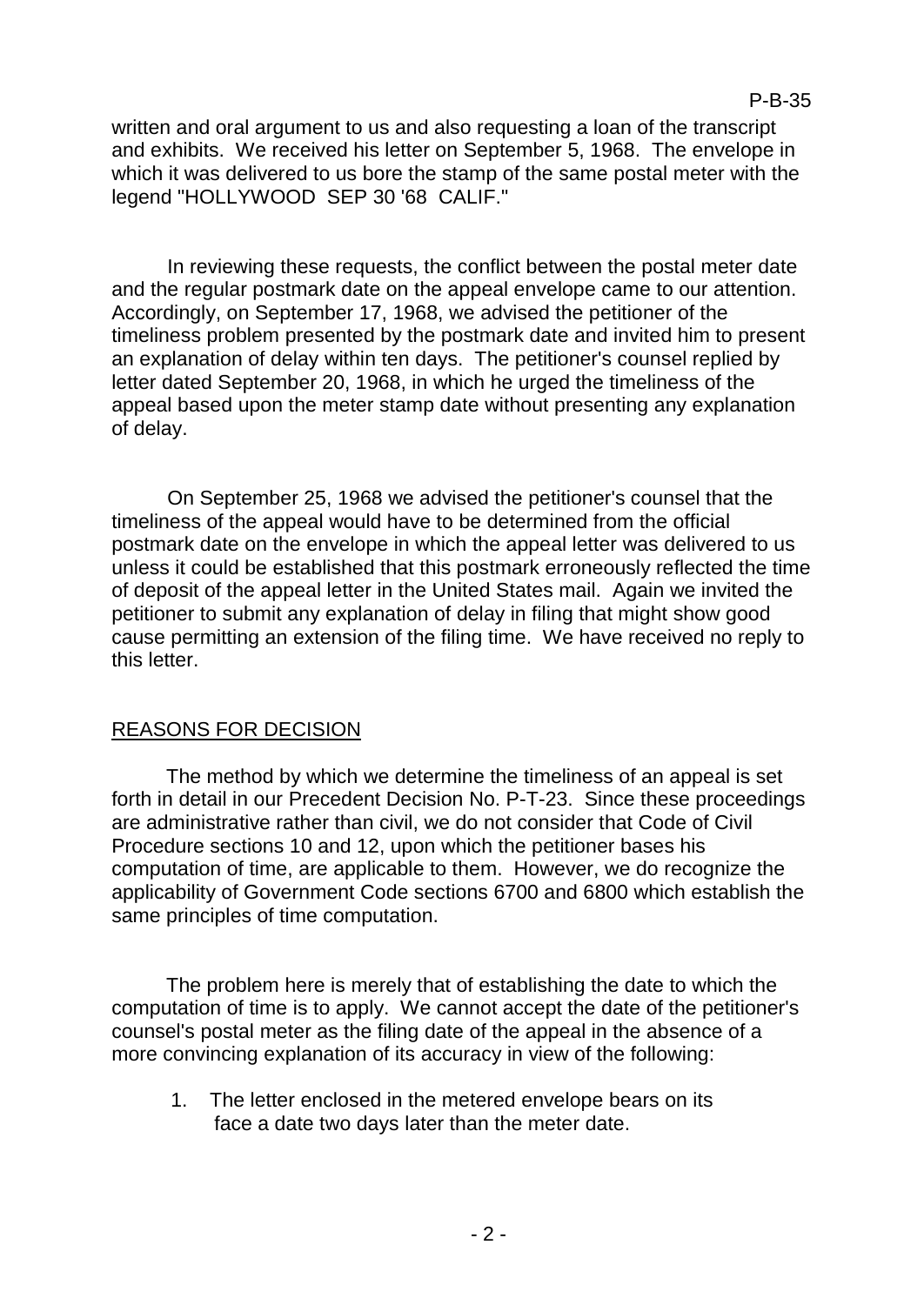written and oral argument to us and also requesting a loan of the transcript and exhibits. We received his letter on September 5, 1968. The envelope in which it was delivered to us bore the stamp of the same postal meter with the legend "HOLLYWOOD SEP 30 '68 CALIF."

In reviewing these requests, the conflict between the postal meter date and the regular postmark date on the appeal envelope came to our attention. Accordingly, on September 17, 1968, we advised the petitioner of the timeliness problem presented by the postmark date and invited him to present an explanation of delay within ten days. The petitioner's counsel replied by letter dated September 20, 1968, in which he urged the timeliness of the appeal based upon the meter stamp date without presenting any explanation of delay.

On September 25, 1968 we advised the petitioner's counsel that the timeliness of the appeal would have to be determined from the official postmark date on the envelope in which the appeal letter was delivered to us unless it could be established that this postmark erroneously reflected the time of deposit of the appeal letter in the United States mail. Again we invited the petitioner to submit any explanation of delay in filing that might show good cause permitting an extension of the filing time. We have received no reply to this letter.

## REASONS FOR DECISION

The method by which we determine the timeliness of an appeal is set forth in detail in our Precedent Decision No. P-T-23. Since these proceedings are administrative rather than civil, we do not consider that Code of Civil Procedure sections 10 and 12, upon which the petitioner bases his computation of time, are applicable to them. However, we do recognize the applicability of Government Code sections 6700 and 6800 which establish the same principles of time computation.

The problem here is merely that of establishing the date to which the computation of time is to apply. We cannot accept the date of the petitioner's counsel's postal meter as the filing date of the appeal in the absence of a more convincing explanation of its accuracy in view of the following:

1. The letter enclosed in the metered envelope bears on its face a date two days later than the meter date.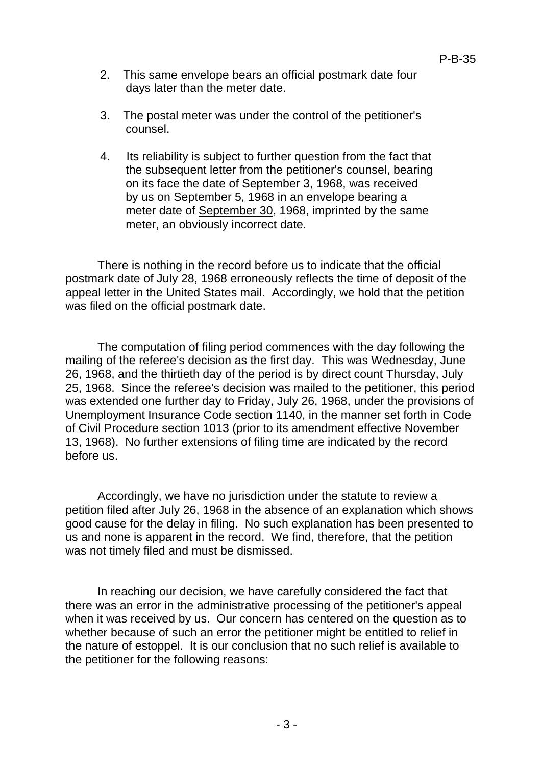2. This same envelope bears an official postmark date four days later than the meter date.

3. The postal meter was under the control of the petitioner's counsel.

4. Its reliability is subject to further question from the fact that the subsequent letter from the petitioner's counsel, bearing on its face the date of September 3, 1968, was received by us on September 5, 1968 in an envelope bearing a meter date of September 30, 1968, imprinted by the same meter, an obviously incorrect date.

There is nothing in the record before us to indicate that the official postmark date of July 28, 1968 erroneously reflects the time of deposit of the appeal letter in the United States mail. Accordingly, we hold that the petition was filed on the official postmark date.

The computation of filing period commences with the day following the mailing of the referee's decision as the first day. This was Wednesday, June 26, 1968, and the thirtieth day of the period is by direct count Thursday, July 25, 1968. Since the referee's decision was mailed to the petitioner, this period was extended one further day to Friday, July 26, 1968, under the provisions of Unemployment Insurance Code section 1140, in the manner set forth in Code of Civil Procedure section 1013 (prior to its amendment effective November 13, 1968). No further extensions of filing time are indicated by the record before us.

Accordingly, we have no jurisdiction under the statute to review a petition filed after July 26, 1968 in the absence of an explanation which shows good cause for the delay in filing. No such explanation has been presented to us and none is apparent in the record. We find, therefore, that the petition was not timely filed and must be dismissed.

In reaching our decision, we have carefully considered the fact that there was an error in the administrative processing of the petitioner's appeal when it was received by us. Our concern has centered on the question as to whether because of such an error the petitioner might be entitled to relief in the nature of estoppel. It is our conclusion that no such relief is available to the petitioner for the following reasons: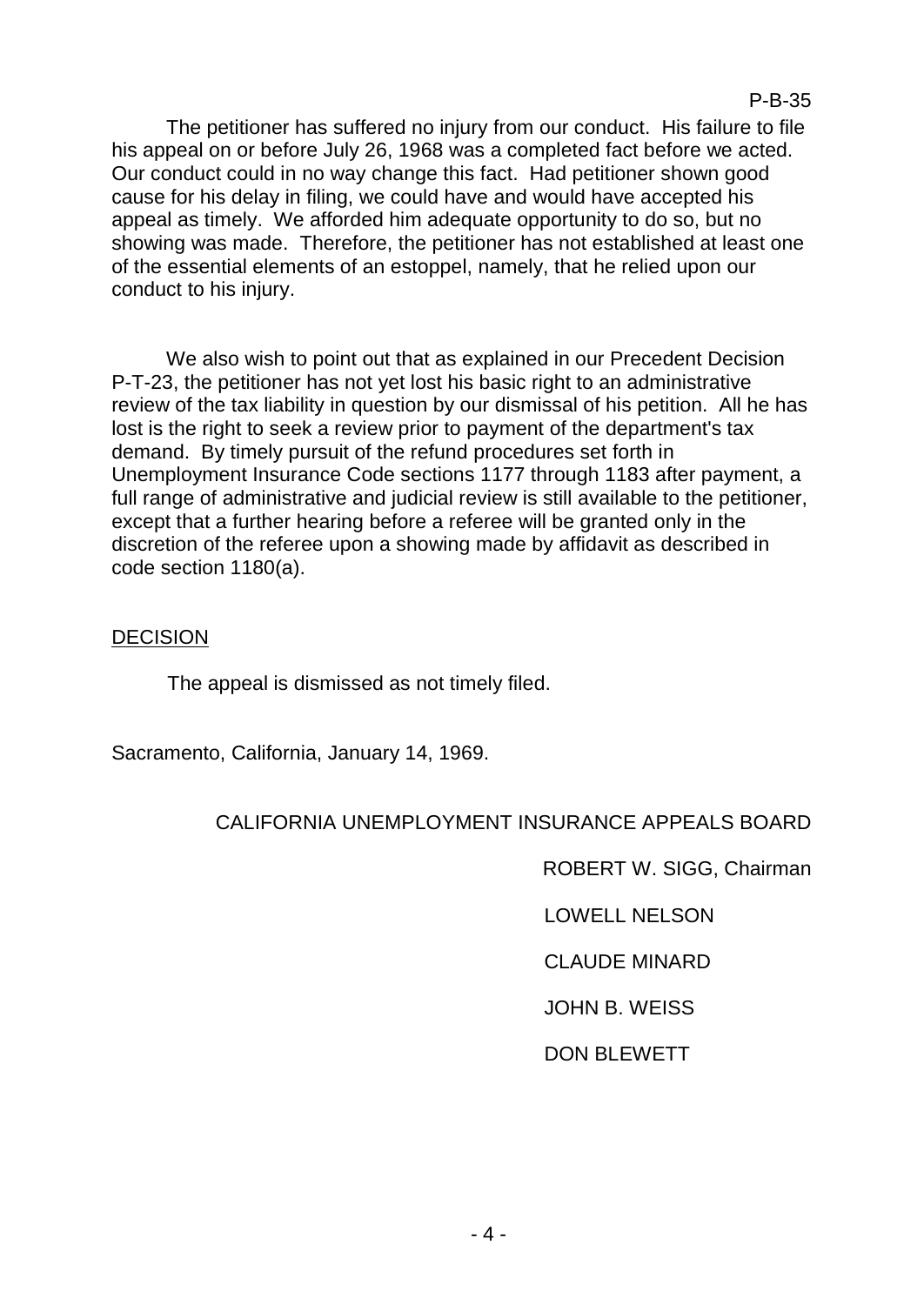The petitioner has suffered no injury from our conduct. His failure to file his appeal on or before July 26, 1968 was a completed fact before we acted. Our conduct could in no way change this fact. Had petitioner shown good cause for his delay in filing, we could have and would have accepted his appeal as timely. We afforded him adequate opportunity to do so, but no showing was made. Therefore, the petitioner has not established at least one of the essential elements of an estoppel, namely, that he relied upon our conduct to his injury.

We also wish to point out that as explained in our Precedent Decision P-T-23, the petitioner has not yet lost his basic right to an administrative review of the tax liability in question by our dismissal of his petition. All he has lost is the right to seek a review prior to payment of the department's tax demand. By timely pursuit of the refund procedures set forth in Unemployment Insurance Code sections 1177 through 1183 after payment, a full range of administrative and judicial review is still available to the petitioner, except that a further hearing before a referee will be granted only in the discretion of the referee upon a showing made by affidavit as described in code section 1180(a).

## DECISION

The appeal is dismissed as not timely filed.

Sacramento, California, January 14, 1969.

CALIFORNIA UNEMPLOYMENT INSURANCE APPEALS BOARD

ROBERT W. SIGG, Chairman

LOWELL NELSON

CLAUDE MINARD

JOHN B. WEISS

DON BLEWETT